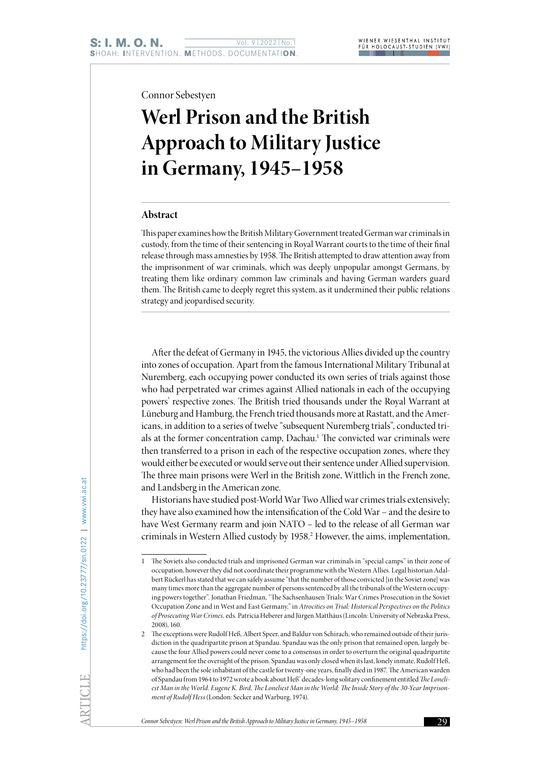Connor Sebestyen

# Werl Prison and the British Approach to Military Justice in Germany, 1945–1958

## Abstract

This paper examines how the British Military Government treated German war criminals in custody, from the time of their sentencing in Royal Warrant courts to the time of their final release through mass amnesties by 1958. The British attempted to draw attention away from the imprisonment of war criminals, which was deeply unpopular amongst Germans, by treating them like ordinary common law criminals and having German warders guard them. The British came to deeply regret this system, as it undermined their public relations strategy and jeopardised security.

After the defeat of Germany in 1945, the victorious Allies divided up the country into zones of occupation. Apart from the famous International Military Tribunal at Nuremberg, each occupying power conducted its own series of trials against those who had perpetrated war crimes against Allied nationals in each of the occupying powers' respective zones. The British tried thousands under the Royal Warrant at Lüneburg and Hamburg, the French tried thousands more at Rastatt, and the Americans, in addition to a series of twelve "subsequent Nuremberg trials", conducted trials at the former concentration camp, Dachau.[1] The convicted war criminals were then transferred to a prison in each of the respective occupation zones, where they would either be executed or would serve out their sentence under Allied supervision. The three main prisons were Werl in the British zone, Wittlich in the French zone, and Landsberg in the American zone.

Historians have studied post-World War Two Allied war crimes trials extensively; they have also examined how the intensification of the Cold War – and the desire to have West Germany rearm and join NATO – led to the release of all German war criminals in Western Allied custody by 1958.[2] However, the aims, implementation,

---

1 The Soviets also conducted trials and imprisoned German war criminals in "special camps" in their zone of occupation, however they did not coordinate their programme with the Western Allies. Legal historian Adalbert Rückerl has stated that we can safely assume "that the number of those convicted [in the Soviet zone] was many times more than the aggregate number of persons sentenced by all the tribunals of the Western occupying powers together". Jonathan Friedman, "The Sachsenhausen Trials: War Crimes Prosecution in the Soviet Occupation Zone and in West and East Germany," in *Atrocities on Trial: Historical Perspectives on the Politics of Prosecuting War Crimes*, eds. Patricia Heberer and Jürgen Matthäus (Lincoln: University of Nebraska Press, 2008), 160.

2 The exceptions were Rudolf Heß, Albert Speer, and Baldur von Schirach, who remained outside of their jurisdiction in the quadripartite prison at Spandau. Spandau was the only prison that remained open, largely because the four Allied powers could never come to a consensus in order to overturn the original quadripartite arrangement for the oversight of the prison. Spandau was only closed when its last, lonely inmate, Rudolf Heß, who had been the sole inhabitant of the castle for twenty-one years, finally died in 1987. The American warden of Spandau from 1964 to 1972 wrote a book about Heß' decades-long solitary confinement entitled *The Loneliest Man in the World*. Eugene K. Bird, *The Loneliest Man in the World: The Inside Story of the 30-Year Imprisonment of Rudolf Hess* (London: Secker and Warburg, 1974).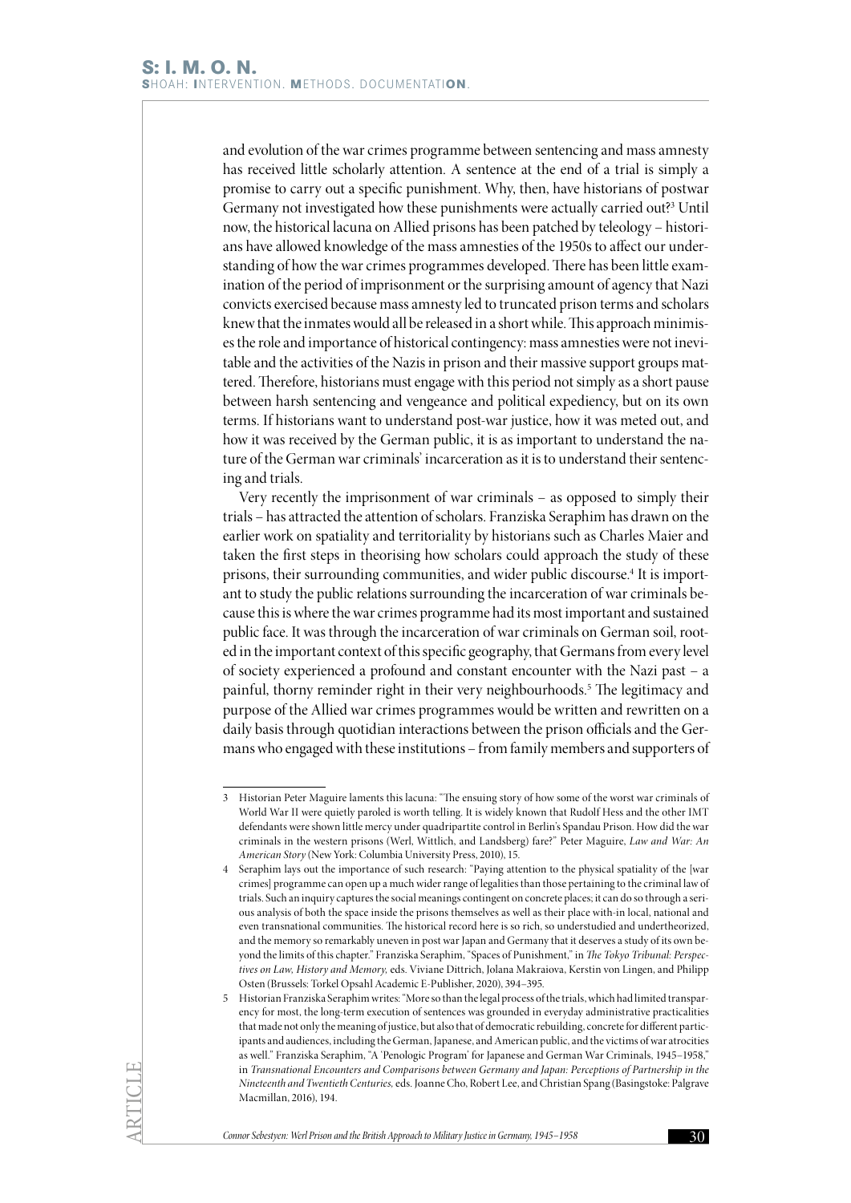and evolution of the war crimes programme between sentencing and mass amnesty has received little scholarly attention. A sentence at the end of a trial is simply a promise to carry out a specific punishment. Why, then, have historians of postwar Germany not investigated how these punishments were actually carried out?[3] Until now, the historical lacuna on Allied prisons has been patched by teleology – historians have allowed knowledge of the mass amnesties of the 1950s to affect our understanding of how the war crimes programmes developed. There has been little examination of the period of imprisonment or the surprising amount of agency that Nazi convicts exercised because mass amnesty led to truncated prison terms and scholars knew that the inmates would all be released in a short while. This approach minimises the role and importance of historical contingency: mass amnesties were not inevitable and the activities of the Nazis in prison and their massive support groups mattered. Therefore, historians must engage with this period not simply as a short pause between harsh sentencing and vengeance and political expediency, but on its own terms. If historians want to understand post-war justice, how it was meted out, and how it was received by the German public, it is as important to understand the nature of the German war criminals' incarceration as it is to understand their sentencing and trials.

Very recently the imprisonment of war criminals – as opposed to simply their trials – has attracted the attention of scholars. Franziska Seraphim has drawn on the earlier work on spatiality and territoriality by historians such as Charles Maier and taken the first steps in theorising how scholars could approach the study of these prisons, their surrounding communities, and wider public discourse.[4] It is important to study the public relations surrounding the incarceration of war criminals because this is where the war crimes programme had its most important and sustained public face. It was through the incarceration of war criminals on German soil, rooted in the important context of this specific geography, that Germans from every level of society experienced a profound and constant encounter with the Nazi past – a painful, thorny reminder right in their very neighbourhoods.[5] The legitimacy and purpose of the Allied war crimes programmes would be written and rewritten on a daily basis through quotidian interactions between the prison officials and the Germans who engaged with these institutions – from family members and supporters of

---

3 Historian Peter Maguire laments this lacuna: "The ensuing story of how some of the worst war criminals of World War II were quietly paroled is worth telling. It is widely known that Rudolf Hess and the other IMT defendants were shown little mercy under quadripartite control in Berlin's Spandau Prison. How did the war criminals in the western prisons (Werl, Wittlich, and Landsberg) fare?" Peter Maguire, *Law and War: An American Story* (New York: Columbia University Press, 2010), 15.

4 Seraphim lays out the importance of such research: "Paying attention to the physical spatiality of the [war crimes] programme can open up a much wider range of legalities than those pertaining to the criminal law of trials. Such an inquiry captures the social meanings contingent on concrete places; it can do so through a serious analysis of both the space inside the prisons themselves as well as their place with-in local, national and even transnational communities. The historical record here is so rich, so understudied and undertheorized, and the memory so remarkably uneven in post war Japan and Germany that it deserves a study of its own beyond the limits of this chapter." Franziska Seraphim, "Spaces of Punishment," in *The Tokyo Tribunal: Perspectives on Law, History and Memory,* eds. Viviane Dittrich, Jolana Makraiova, Kerstin von Lingen, and Philipp Osten (Brussels: Torkel Opsahl Academic E-Publisher, 2020), 394–395.

5 Historian Franziska Seraphim writes: "More so than the legal process of the trials, which had limited transparency for most, the long-term execution of sentences was grounded in everyday administrative practicalities that made not only the meaning of justice, but also that of democratic rebuilding, concrete for different participants and audiences, including the German, Japanese, and American public, and the victims of war atrocities as well." Franziska Seraphim, "A 'Penologic Program' for Japanese and German War Criminals, 1945–1958," in *Transnational Encounters and Comparisons between Germany and Japan: Perceptions of Partnership in the Nineteenth and Twentieth Centuries,* eds. Joanne Cho, Robert Lee, and Christian Spang (Basingstoke: Palgrave Macmillan, 2016), 194.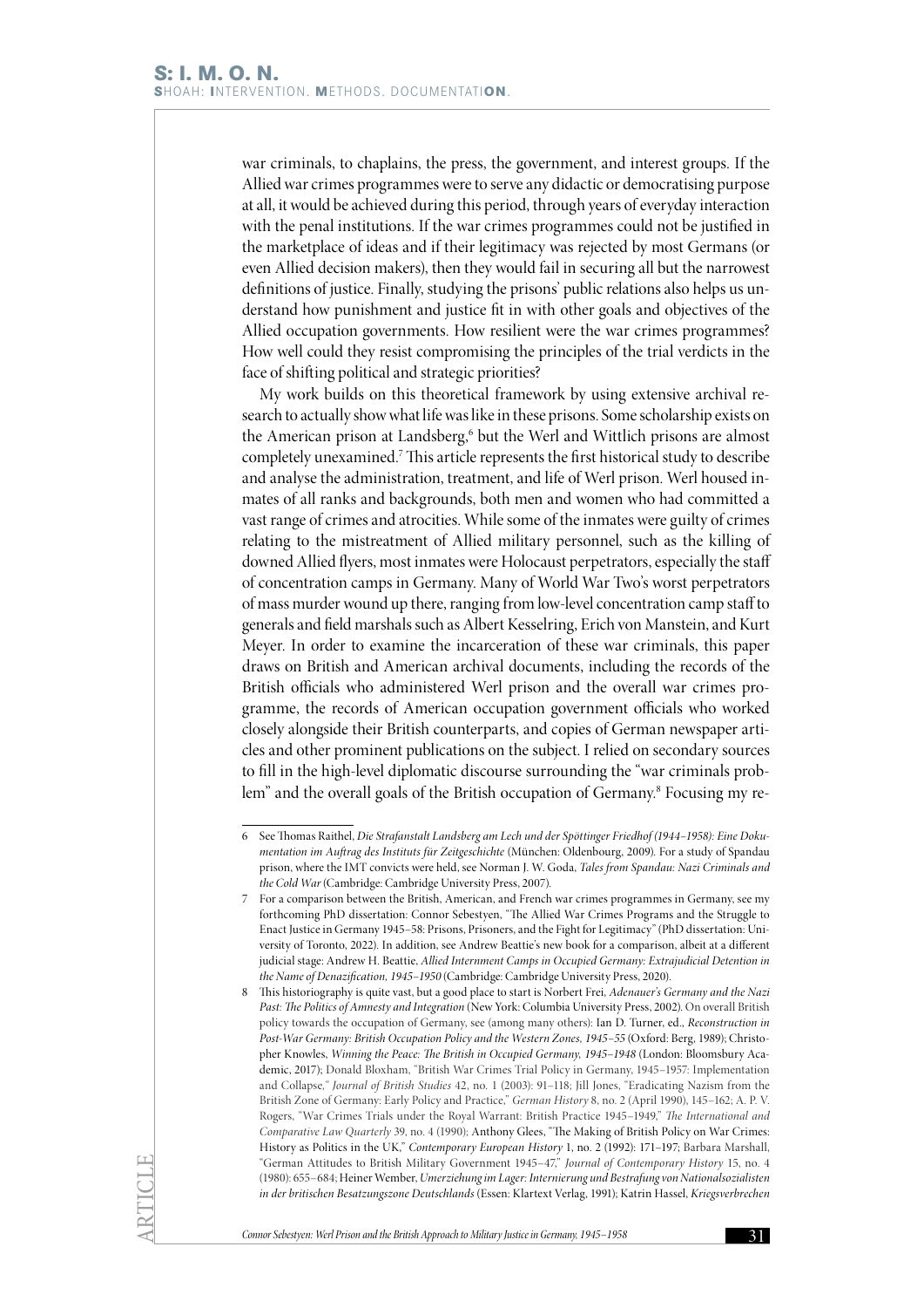war criminals, to chaplains, the press, the government, and interest groups. If the Allied war crimes programmes were to serve any didactic or democratising purpose at all, it would be achieved during this period, through years of everyday interaction with the penal institutions. If the war crimes programmes could not be justified in the marketplace of ideas and if their legitimacy was rejected by most Germans (or even Allied decision makers), then they would fail in securing all but the narrowest definitions of justice. Finally, studying the prisons' public relations also helps us understand how punishment and justice fit in with other goals and objectives of the Allied occupation governments. How resilient were the war crimes programmes? How well could they resist compromising the principles of the trial verdicts in the face of shifting political and strategic priorities?

My work builds on this theoretical framework by using extensive archival research to actually show what life was like in these prisons. Some scholarship exists on the American prison at Landsberg,[6] but the Werl and Wittlich prisons are almost completely unexamined.[7] This article represents the first historical study to describe and analyse the administration, treatment, and life of Werl prison. Werl housed inmates of all ranks and backgrounds, both men and women who had committed a vast range of crimes and atrocities. While some of the inmates were guilty of crimes relating to the mistreatment of Allied military personnel, such as the killing of downed Allied flyers, most inmates were Holocaust perpetrators, especially the staff of concentration camps in Germany. Many of World War Two's worst perpetrators of mass murder wound up there, ranging from low-level concentration camp staff to generals and field marshals such as Albert Kesselring, Erich von Manstein, and Kurt Meyer. In order to examine the incarceration of these war criminals, this paper draws on British and American archival documents, including the records of the British officials who administered Werl prison and the overall war crimes programme, the records of American occupation government officials who worked closely alongside their British counterparts, and copies of German newspaper articles and other prominent publications on the subject. I relied on secondary sources to fill in the high-level diplomatic discourse surrounding the "war criminals problem" and the overall goals of the British occupation of Germany.[8] Focusing my re-

---

6 See Thomas Raithel, *Die Strafanstalt Landsberg am Lech und der Spöttinger Friedhof (1944–1958): Eine Dokumentation im Auftrag des Instituts für Zeitgeschichte* (München: Oldenbourg, 2009). For a study of Spandau prison, where the IMT convicts were held, see Norman J. W. Goda, *Tales from Spandau: Nazi Criminals and the Cold War* (Cambridge: Cambridge University Press, 2007).

7 For a comparison between the British, American, and French war crimes programmes in Germany, see my forthcoming PhD dissertation: Connor Sebestyen, "The Allied War Crimes Programs and the Struggle to Enact Justice in Germany 1945–58: Prisons, Prisoners, and the Fight for Legitimacy" (PhD dissertation: University of Toronto, 2022). In addition, see Andrew Beattie's new book for a comparison, albeit at a different judicial stage: Andrew H. Beattie, *Allied Internment Camps in Occupied Germany: Extrajudicial Detention in the Name of Denazification, 1945–1950* (Cambridge: Cambridge University Press, 2020).

8 This historiography is quite vast, but a good place to start is Norbert Frei, *Adenauer's Germany and the Nazi Past: The Politics of Amnesty and Integration* (New York: Columbia University Press, 2002). On overall British policy towards the occupation of Germany, see (among many others): Ian D. Turner, ed., *Reconstruction in Post-War Germany: British Occupation Policy and the Western Zones, 1945–55* (Oxford: Berg, 1989); Christopher Knowles, *Winning the Peace: The British in Occupied Germany, 1945–1948* (London: Bloomsbury Academic, 2017); Donald Bloxham, "British War Crimes Trial Policy in Germany, 1945–1957: Implementation and Collapse," *Journal of British Studies* 42, no. 1 (2003): 91–118; Jill Jones, "Eradicating Nazism from the British Zone of Germany: Early Policy and Practice," *German History* 8, no. 2 (April 1990), 145–162; A. P. V. Rogers, "War Crimes Trials under the Royal Warrant: British Practice 1945–1949," *The International and Comparative Law Quarterly* 39, no. 4 (1990); Anthony Glees, "The Making of British Policy on War Crimes: History as Politics in the UK," *Contemporary European History* 1, no. 2 (1992): 171–197; Barbara Marshall, "German Attitudes to British Military Government 1945–47," *Journal of Contemporary History* 15, no. 4 (1980): 655–684; Heiner Wember, *Umerziehung im Lager: Internierung und Bestrafung von Nationalsozialisten in der britischen Besatzungszone Deutschlands* (Essen: Klartext Verlag, 1991); Katrin Hassel, *Kriegsverbrechen*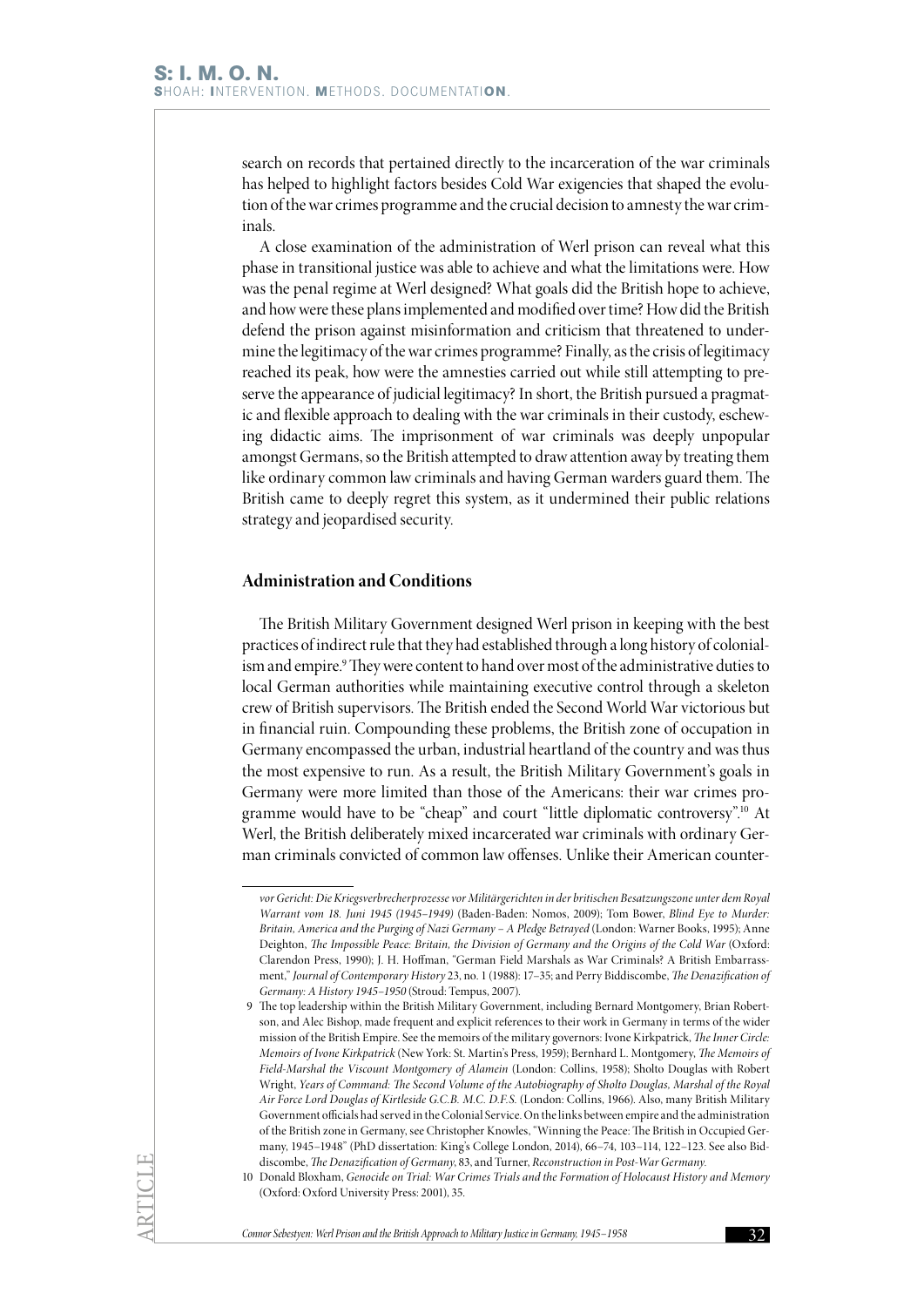search on records that pertained directly to the incarceration of the war criminals has helped to highlight factors besides Cold War exigencies that shaped the evolution of the war crimes programme and the crucial decision to amnesty the war criminals.

A close examination of the administration of Werl prison can reveal what this phase in transitional justice was able to achieve and what the limitations were. How was the penal regime at Werl designed? What goals did the British hope to achieve, and how were these plans implemented and modified over time? How did the British defend the prison against misinformation and criticism that threatened to undermine the legitimacy of the war crimes programme? Finally, as the crisis of legitimacy reached its peak, how were the amnesties carried out while still attempting to preserve the appearance of judicial legitimacy? In short, the British pursued a pragmatic and flexible approach to dealing with the war criminals in their custody, eschewing didactic aims. The imprisonment of war criminals was deeply unpopular amongst Germans, so the British attempted to draw attention away by treating them like ordinary common law criminals and having German warders guard them. The British came to deeply regret this system, as it undermined their public relations strategy and jeopardised security.

## Administration and Conditions

The British Military Government designed Werl prison in keeping with the best practices of indirect rule that they had established through a long history of colonialism and empire.[9] They were content to hand over most of the administrative duties to local German authorities while maintaining executive control through a skeleton crew of British supervisors. The British ended the Second World War victorious but in financial ruin. Compounding these problems, the British zone of occupation in Germany encompassed the urban, industrial heartland of the country and was thus the most expensive to run. As a result, the British Military Government's goals in Germany were more limited than those of the Americans: their war crimes programme would have to be "cheap" and court "little diplomatic controversy".[10] At Werl, the British deliberately mixed incarcerated war criminals with ordinary German criminals convicted of common law offenses. Unlike their American counter-

---

*vor Gericht: Die Kriegsverbrecherprozesse vor Militärgerichten in der britischen Besatzungszone unter dem Royal Warrant vom 18. Juni 1945 (1945–1949)* (Baden-Baden: Nomos, 2009); Tom Bower, *Blind Eye to Murder: Britain, America and the Purging of Nazi Germany – A Pledge Betrayed* (London: Warner Books, 1995); Anne Deighton, *The Impossible Peace: Britain, the Division of Germany and the Origins of the Cold War* (Oxford: Clarendon Press, 1990); J. H. Hoffman, "German Field Marshals as War Criminals? A British Embarrassment," *Journal of Contemporary History* 23, no. 1 (1988): 17–35; and Perry Biddiscombe, *The Denazification of Germany: A History 1945–1950* (Stroud: Tempus, 2007).

9 The top leadership within the British Military Government, including Bernard Montgomery, Brian Robertson, and Alec Bishop, made frequent and explicit references to their work in Germany in terms of the wider mission of the British Empire. See the memoirs of the military governors: Ivone Kirkpatrick, *The Inner Circle: Memoirs of Ivone Kirkpatrick* (New York: St. Martin's Press, 1959); Bernhard L. Montgomery, *The Memoirs of Field-Marshal the Viscount Montgomery of Alamein* (London: Collins, 1958); Sholto Douglas with Robert Wright, *Years of Command: The Second Volume of the Autobiography of Sholto Douglas, Marshal of the Royal Air Force Lord Douglas of Kirtleside G.C.B. M.C. D.F.S.* (London: Collins, 1966). Also, many British Military Government officials had served in the Colonial Service. On the links between empire and the administration of the British zone in Germany, see Christopher Knowles, "Winning the Peace: The British in Occupied Germany, 1945–1948" (PhD dissertation: King's College London, 2014), 66–74, 103–114, 122–123. See also Biddiscombe, *The Denazification of Germany*, 83, and Turner, *Reconstruction in Post-War Germany.*

10 Donald Bloxham, *Genocide on Trial: War Crimes Trials and the Formation of Holocaust History and Memory* (Oxford: Oxford University Press: 2001), 35.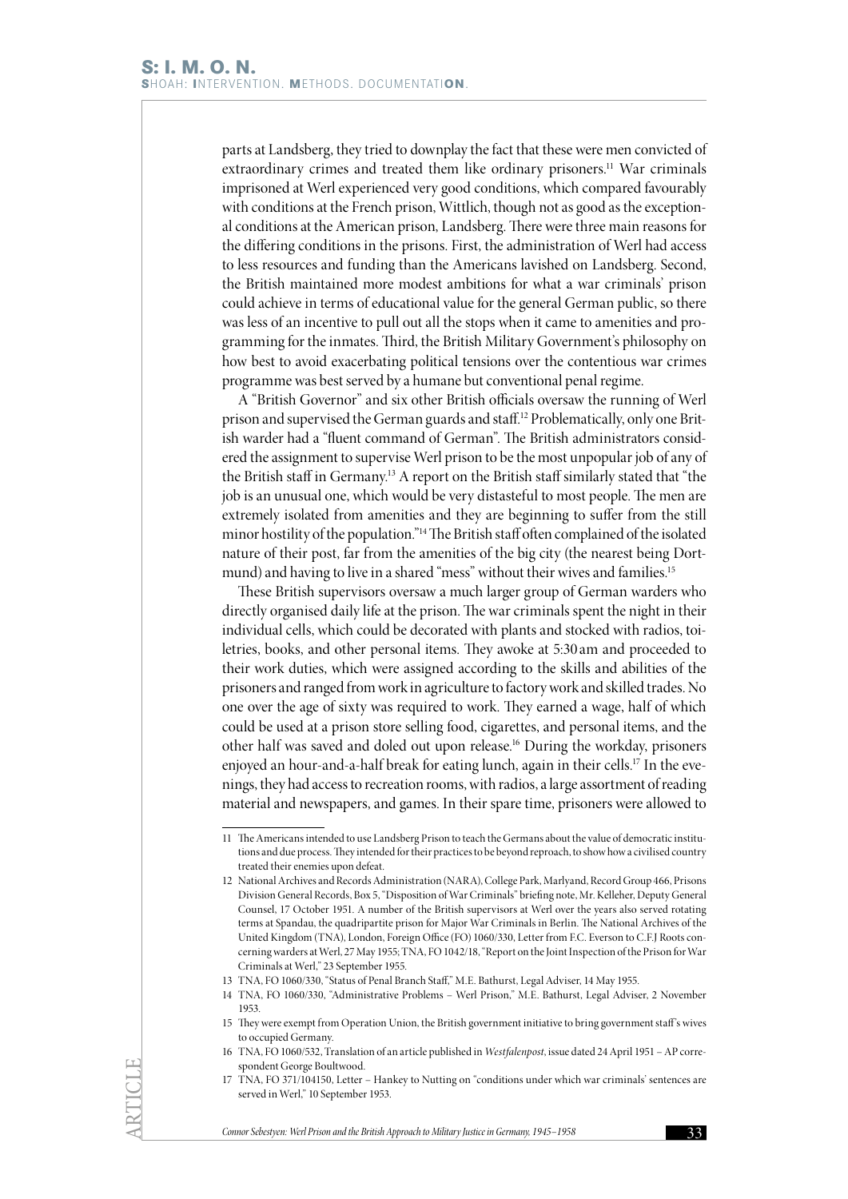parts at Landsberg, they tried to downplay the fact that these were men convicted of extraordinary crimes and treated them like ordinary prisoners.[11] War criminals imprisoned at Werl experienced very good conditions, which compared favourably with conditions at the French prison, Wittlich, though not as good as the exceptional conditions at the American prison, Landsberg. There were three main reasons for the differing conditions in the prisons. First, the administration of Werl had access to less resources and funding than the Americans lavished on Landsberg. Second, the British maintained more modest ambitions for what a war criminals' prison could achieve in terms of educational value for the general German public, so there was less of an incentive to pull out all the stops when it came to amenities and programming for the inmates. Third, the British Military Government's philosophy on how best to avoid exacerbating political tensions over the contentious war crimes programme was best served by a humane but conventional penal regime.

A "British Governor" and six other British officials oversaw the running of Werl prison and supervised the German guards and staff.[12] Problematically, only one British warder had a "fluent command of German". The British administrators considered the assignment to supervise Werl prison to be the most unpopular job of any of the British staff in Germany.[13] A report on the British staff similarly stated that "the job is an unusual one, which would be very distasteful to most people. The men are extremely isolated from amenities and they are beginning to suffer from the still minor hostility of the population."[14] The British staff often complained of the isolated nature of their post, far from the amenities of the big city (the nearest being Dortmund) and having to live in a shared "mess" without their wives and families.[15]

These British supervisors oversaw a much larger group of German warders who directly organised daily life at the prison. The war criminals spent the night in their individual cells, which could be decorated with plants and stocked with radios, toiletries, books, and other personal items. They awoke at 5:30 am and proceeded to their work duties, which were assigned according to the skills and abilities of the prisoners and ranged from work in agriculture to factory work and skilled trades. No one over the age of sixty was required to work. They earned a wage, half of which could be used at a prison store selling food, cigarettes, and personal items, and the other half was saved and doled out upon release.[16] During the workday, prisoners enjoyed an hour-and-a-half break for eating lunch, again in their cells.[17] In the evenings, they had access to recreation rooms, with radios, a large assortment of reading material and newspapers, and games. In their spare time, prisoners were allowed to

---

11 The Americans intended to use Landsberg Prison to teach the Germans about the value of democratic institutions and due process. They intended for their practices to be beyond reproach, to show how a civilised country treated their enemies upon defeat.

12 National Archives and Records Administration (NARA), College Park, Marlyand, Record Group 466, Prisons Division General Records, Box 5, "Disposition of War Criminals" briefing note, Mr. Kelleher, Deputy General Counsel, 17 October 1951. A number of the British supervisors at Werl over the years also served rotating terms at Spandau, the quadripartite prison for Major War Criminals in Berlin. The National Archives of the United Kingdom (TNA), London, Foreign Office (FO) 1060/330, Letter from F.C. Everson to C.F.J Roots concerning warders at Werl, 27 May 1955; TNA, FO 1042/18, "Report on the Joint Inspection of the Prison for War Criminals at Werl," 23 September 1955.

13 TNA, FO 1060/330, "Status of Penal Branch Staff," M.E. Bathurst, Legal Adviser, 14 May 1955.

14 TNA, FO 1060/330, "Administrative Problems – Werl Prison," M.E. Bathurst, Legal Adviser, 2 November 1953.

15 They were exempt from Operation Union, the British government initiative to bring government staff's wives to occupied Germany.

16 TNA, FO 1060/532, Translation of an article published in *Westfalenpost*, issue dated 24 April 1951 – AP correspondent George Boultwood.

17 TNA, FO 371/104150, Letter – Hankey to Nutting on "conditions under which war criminals' sentences are served in Werl," 10 September 1953.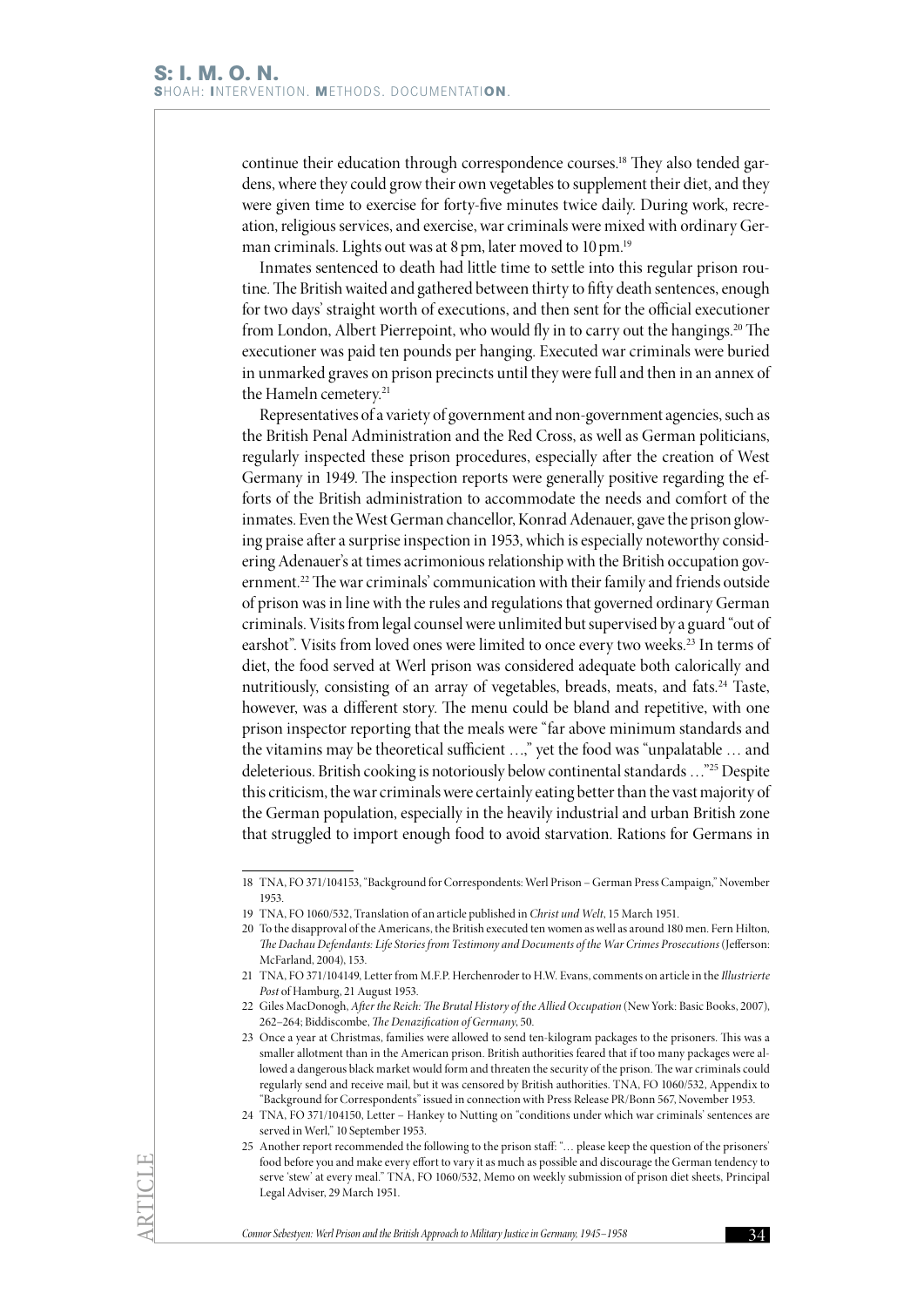continue their education through correspondence courses.[18] They also tended gardens, where they could grow their own vegetables to supplement their diet, and they were given time to exercise for forty-five minutes twice daily. During work, recreation, religious services, and exercise, war criminals were mixed with ordinary German criminals. Lights out was at 8 pm, later moved to 10 pm.[19]

Inmates sentenced to death had little time to settle into this regular prison routine. The British waited and gathered between thirty to fifty death sentences, enough for two days' straight worth of executions, and then sent for the official executioner from London, Albert Pierrepoint, who would fly in to carry out the hangings.[20] The executioner was paid ten pounds per hanging. Executed war criminals were buried in unmarked graves on prison precincts until they were full and then in an annex of the Hameln cemetery.[21]

Representatives of a variety of government and non-government agencies, such as the British Penal Administration and the Red Cross, as well as German politicians, regularly inspected these prison procedures, especially after the creation of West Germany in 1949. The inspection reports were generally positive regarding the efforts of the British administration to accommodate the needs and comfort of the inmates. Even the West German chancellor, Konrad Adenauer, gave the prison glowing praise after a surprise inspection in 1953, which is especially noteworthy considering Adenauer's at times acrimonious relationship with the British occupation government.[22] The war criminals' communication with their family and friends outside of prison was in line with the rules and regulations that governed ordinary German criminals. Visits from legal counsel were unlimited but supervised by a guard "out of earshot". Visits from loved ones were limited to once every two weeks.[23] In terms of diet, the food served at Werl prison was considered adequate both calorically and nutritiously, consisting of an array of vegetables, breads, meats, and fats.[24] Taste, however, was a different story. The menu could be bland and repetitive, with one prison inspector reporting that the meals were "far above minimum standards and the vitamins may be theoretical sufficient …," yet the food was "unpalatable … and deleterious. British cooking is notoriously below continental standards …"[25] Despite this criticism, the war criminals were certainly eating better than the vast majority of the German population, especially in the heavily industrial and urban British zone that struggled to import enough food to avoid starvation. Rations for Germans in

---

18 TNA, FO 371/104153, "Background for Correspondents: Werl Prison – German Press Campaign," November 1953.

19 TNA, FO 1060/532, Translation of an article published in *Christ und Welt*, 15 March 1951.

20 To the disapproval of the Americans, the British executed ten women as well as around 180 men. Fern Hilton, *The Dachau Defendants: Life Stories from Testimony and Documents of the War Crimes Prosecutions* (Jefferson: McFarland, 2004), 153.

21 TNA, FO 371/104149, Letter from M.F.P. Herchenroder to H.W. Evans, comments on article in the *Illustrierte Post* of Hamburg, 21 August 1953.

22 Giles MacDonogh, *After the Reich: The Brutal History of the Allied Occupation* (New York: Basic Books, 2007), 262–264; Biddiscombe, *The Denazification of Germany*, 50.

23 Once a year at Christmas, families were allowed to send ten-kilogram packages to the prisoners. This was a smaller allotment than in the American prison. British authorities feared that if too many packages were allowed a dangerous black market would form and threaten the security of the prison. The war criminals could regularly send and receive mail, but it was censored by British authorities. TNA, FO 1060/532, Appendix to "Background for Correspondents" issued in connection with Press Release PR/Bonn 567, November 1953.

24 TNA, FO 371/104150, Letter – Hankey to Nutting on "conditions under which war criminals' sentences are served in Werl," 10 September 1953.

25 Another report recommended the following to the prison staff: "… please keep the question of the prisoners' food before you and make every effort to vary it as much as possible and discourage the German tendency to serve 'stew' at every meal." TNA, FO 1060/532, Memo on weekly submission of prison diet sheets, Principal Legal Adviser, 29 March 1951.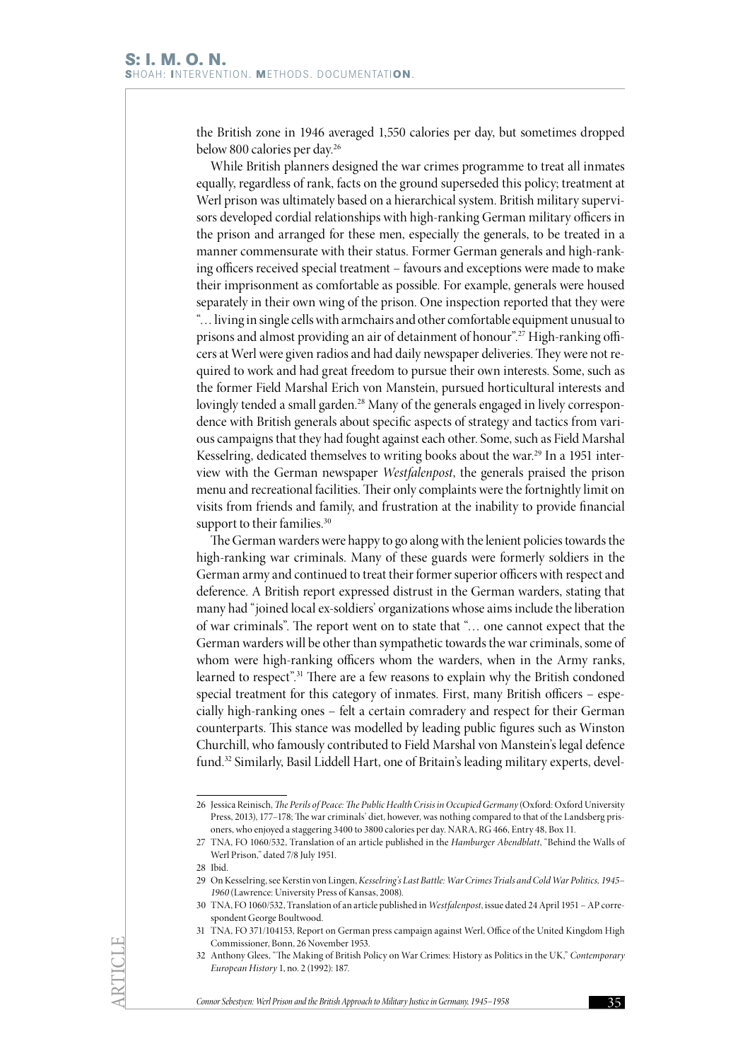the British zone in 1946 averaged 1,550 calories per day, but sometimes dropped below 800 calories per day.[26]

While British planners designed the war crimes programme to treat all inmates equally, regardless of rank, facts on the ground superseded this policy; treatment at Werl prison was ultimately based on a hierarchical system. British military supervisors developed cordial relationships with high-ranking German military officers in the prison and arranged for these men, especially the generals, to be treated in a manner commensurate with their status. Former German generals and high-ranking officers received special treatment – favours and exceptions were made to make their imprisonment as comfortable as possible. For example, generals were housed separately in their own wing of the prison. One inspection reported that they were "… living in single cells with armchairs and other comfortable equipment unusual to prisons and almost providing an air of detainment of honour".[27] High-ranking officers at Werl were given radios and had daily newspaper deliveries. They were not required to work and had great freedom to pursue their own interests. Some, such as the former Field Marshal Erich von Manstein, pursued horticultural interests and lovingly tended a small garden.[28] Many of the generals engaged in lively correspondence with British generals about specific aspects of strategy and tactics from various campaigns that they had fought against each other. Some, such as Field Marshal Kesselring, dedicated themselves to writing books about the war.[29] In a 1951 interview with the German newspaper *Westfalenpost*, the generals praised the prison menu and recreational facilities. Their only complaints were the fortnightly limit on visits from friends and family, and frustration at the inability to provide financial support to their families.[30]

The German warders were happy to go along with the lenient policies towards the high-ranking war criminals. Many of these guards were formerly soldiers in the German army and continued to treat their former superior officers with respect and deference. A British report expressed distrust in the German warders, stating that many had "joined local ex-soldiers' organizations whose aims include the liberation of war criminals". The report went on to state that "… one cannot expect that the German warders will be other than sympathetic towards the war criminals, some of whom were high-ranking officers whom the warders, when in the Army ranks, learned to respect".[31] There are a few reasons to explain why the British condoned special treatment for this category of inmates. First, many British officers – especially high-ranking ones – felt a certain comradery and respect for their German counterparts. This stance was modelled by leading public figures such as Winston Churchill, who famously contributed to Field Marshal von Manstein's legal defence fund.[32] Similarly, Basil Liddell Hart, one of Britain's leading military experts, devel-

---

26 Jessica Reinisch, *The Perils of Peace: The Public Health Crisis in Occupied Germany* (Oxford: Oxford University Press, 2013), 177–178; The war criminals' diet, however, was nothing compared to that of the Landsberg prisoners, who enjoyed a staggering 3400 to 3800 calories per day. NARA, RG 466, Entry 48, Box 11.

27 TNA, FO 1060/532, Translation of an article published in the *Hamburger Abendblatt*, "Behind the Walls of Werl Prison," dated 7/8 July 1951.

28 Ibid.

29 On Kesselring, see Kerstin von Lingen, *Kesselring's Last Battle: War Crimes Trials and Cold War Politics, 1945–1960* (Lawrence: University Press of Kansas, 2008).

30 TNA, FO 1060/532, Translation of an article published in *Westfalenpost*, issue dated 24 April 1951 – AP correspondent George Boultwood.

31 TNA, FO 371/104153, Report on German press campaign against Werl, Office of the United Kingdom High Commissioner, Bonn, 26 November 1953.

32 Anthony Glees, "The Making of British Policy on War Crimes: History as Politics in the UK," *Contemporary European History* 1, no. 2 (1992): 187.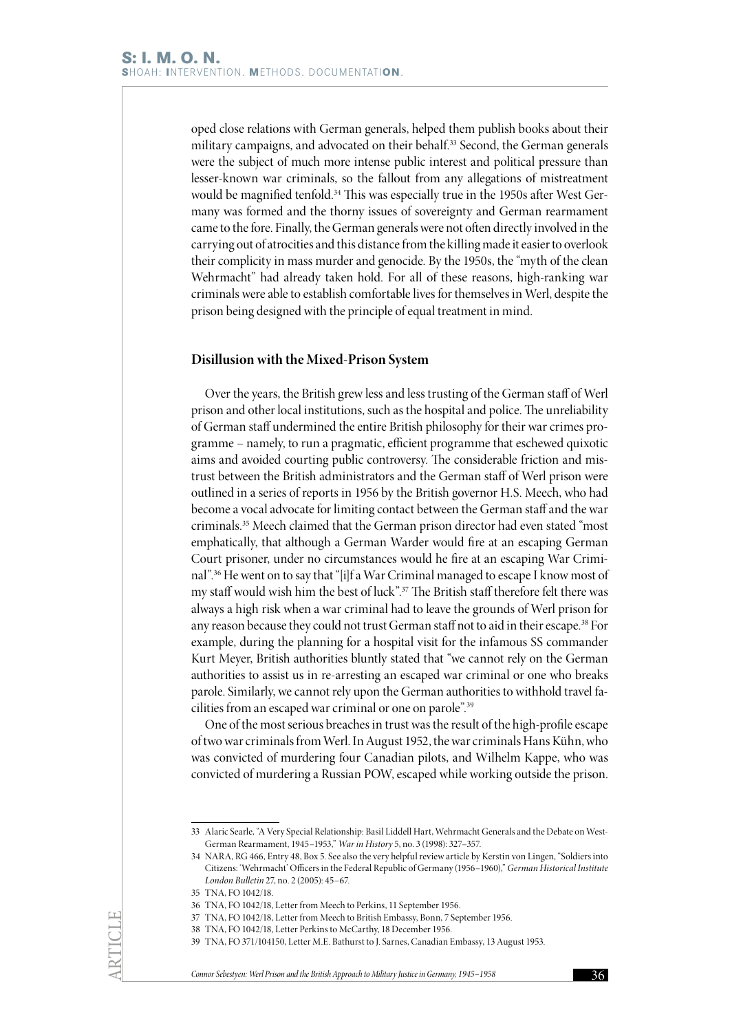oped close relations with German generals, helped them publish books about their military campaigns, and advocated on their behalf.[33] Second, the German generals were the subject of much more intense public interest and political pressure than lesser-known war criminals, so the fallout from any allegations of mistreatment would be magnified tenfold.[34] This was especially true in the 1950s after West Germany was formed and the thorny issues of sovereignty and German rearmament came to the fore. Finally, the German generals were not often directly involved in the carrying out of atrocities and this distance from the killing made it easier to overlook their complicity in mass murder and genocide. By the 1950s, the "myth of the clean Wehrmacht" had already taken hold. For all of these reasons, high-ranking war criminals were able to establish comfortable lives for themselves in Werl, despite the prison being designed with the principle of equal treatment in mind.

## Disillusion with the Mixed-Prison System

Over the years, the British grew less and less trusting of the German staff of Werl prison and other local institutions, such as the hospital and police. The unreliability of German staff undermined the entire British philosophy for their war crimes programme – namely, to run a pragmatic, efficient programme that eschewed quixotic aims and avoided courting public controversy. The considerable friction and mistrust between the British administrators and the German staff of Werl prison were outlined in a series of reports in 1956 by the British governor H.S. Meech, who had become a vocal advocate for limiting contact between the German staff and the war criminals.[35] Meech claimed that the German prison director had even stated "most emphatically, that although a German Warder would fire at an escaping German Court prisoner, under no circumstances would he fire at an escaping War Criminal".[36] He went on to say that "[i]f a War Criminal managed to escape I know most of my staff would wish him the best of luck".[37] The British staff therefore felt there was always a high risk when a war criminal had to leave the grounds of Werl prison for any reason because they could not trust German staff not to aid in their escape.[38] For example, during the planning for a hospital visit for the infamous SS commander Kurt Meyer, British authorities bluntly stated that "we cannot rely on the German authorities to assist us in re-arresting an escaped war criminal or one who breaks parole. Similarly, we cannot rely upon the German authorities to withhold travel facilities from an escaped war criminal or one on parole".[39]

One of the most serious breaches in trust was the result of the high-profile escape of two war criminals from Werl. In August 1952, the war criminals Hans Kühn, who was convicted of murdering four Canadian pilots, and Wilhelm Kappe, who was convicted of murdering a Russian POW, escaped while working outside the prison.

---

33 Alaric Searle, "A Very Special Relationship: Basil Liddell Hart, Wehrmacht Generals and the Debate on West-German Rearmament, 1945–1953," *War in History* 5, no. 3 (1998): 327–357.

34 NARA, RG 466, Entry 48, Box 5. See also the very helpful review article by Kerstin von Lingen, "Soldiers into Citizens: 'Wehrmacht' Officers in the Federal Republic of Germany (1956–1960)," *German Historical Institute London Bulletin* 27, no. 2 (2005): 45–67.

35 TNA, FO 1042/18.

36 TNA, FO 1042/18, Letter from Meech to Perkins, 11 September 1956.

37 TNA, FO 1042/18, Letter from Meech to British Embassy, Bonn, 7 September 1956.

38 TNA, FO 1042/18, Letter Perkins to McCarthy, 18 December 1956.

39 TNA, FO 371/104150, Letter M.E. Bathurst to J. Sarnes, Canadian Embassy, 13 August 1953.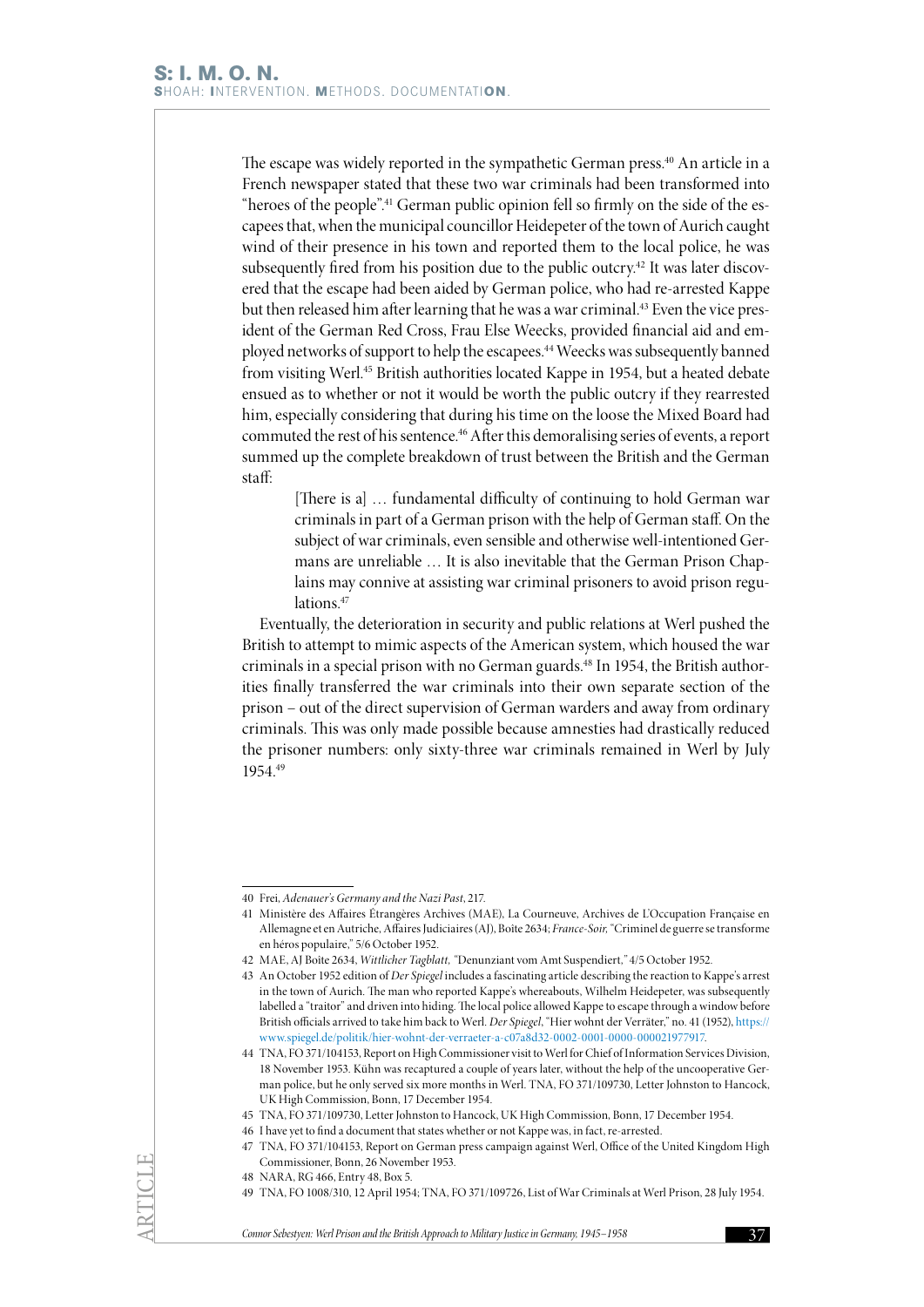The escape was widely reported in the sympathetic German press.[40] An article in a French newspaper stated that these two war criminals had been transformed into "heroes of the people".[41] German public opinion fell so firmly on the side of the escapees that, when the municipal councillor Heidepeter of the town of Aurich caught wind of their presence in his town and reported them to the local police, he was subsequently fired from his position due to the public outcry.[42] It was later discovered that the escape had been aided by German police, who had re-arrested Kappe but then released him after learning that he was a war criminal.[43] Even the vice president of the German Red Cross, Frau Else Weecks, provided financial aid and employed networks of support to help the escapees.[44] Weecks was subsequently banned from visiting Werl.[45] British authorities located Kappe in 1954, but a heated debate ensued as to whether or not it would be worth the public outcry if they rearrested him, especially considering that during his time on the loose the Mixed Board had commuted the rest of his sentence.[46] After this demoralising series of events, a report summed up the complete breakdown of trust between the British and the German staff:

> [There is a] … fundamental difficulty of continuing to hold German war criminals in part of a German prison with the help of German staff. On the subject of war criminals, even sensible and otherwise well-intentioned Germans are unreliable … It is also inevitable that the German Prison Chaplains may connive at assisting war criminal prisoners to avoid prison regulations.[47]

Eventually, the deterioration in security and public relations at Werl pushed the British to attempt to mimic aspects of the American system, which housed the war criminals in a special prison with no German guards.[48] In 1954, the British authorities finally transferred the war criminals into their own separate section of the prison – out of the direct supervision of German warders and away from ordinary criminals. This was only made possible because amnesties had drastically reduced the prisoner numbers: only sixty-three war criminals remained in Werl by July 1954.[49]

---

40 Frei, *Adenauer's Germany and the Nazi Past*, 217.

41 Ministère des Affaires Étrangères Archives (MAE), La Courneuve, Archives de L'Occupation Française en Allemagne et en Autriche, Affaires Judiciaires (AJ), Boîte 2634; *France-Soir,* "Criminel de guerre se transforme en héros populaire," 5/6 October 1952.

42 MAE, AJ Boîte 2634, *Wittlicher Tagblatt,* "Denunziant vom Amt Suspendiert," 4/5 October 1952.

43 An October 1952 edition of *Der Spiegel* includes a fascinating article describing the reaction to Kappe's arrest in the town of Aurich. The man who reported Kappe's whereabouts, Wilhelm Heidepeter, was subsequently labelled a "traitor" and driven into hiding. The local police allowed Kappe to escape through a window before British officials arrived to take him back to Werl. *Der Spiegel*, "Hier wohnt der Verräter," no. 41 (1952), https://www.spiegel.de/politik/hier-wohnt-der-verraeter-a-c07a8d32-0002-0001-0000-000021977917.

44 TNA, FO 371/104153, Report on High Commissioner visit to Werl for Chief of Information Services Division, 18 November 1953. Kühn was recaptured a couple of years later, without the help of the uncooperative German police, but he only served six more months in Werl. TNA, FO 371/109730, Letter Johnston to Hancock, UK High Commission, Bonn, 17 December 1954.

45 TNA, FO 371/109730, Letter Johnston to Hancock, UK High Commission, Bonn, 17 December 1954.

46 I have yet to find a document that states whether or not Kappe was, in fact, re-arrested.

47 TNA, FO 371/104153, Report on German press campaign against Werl, Office of the United Kingdom High Commissioner, Bonn, 26 November 1953.

48 NARA, RG 466, Entry 48, Box 5.

49 TNA, FO 1008/310, 12 April 1954; TNA, FO 371/109726, List of War Criminals at Werl Prison, 28 July 1954.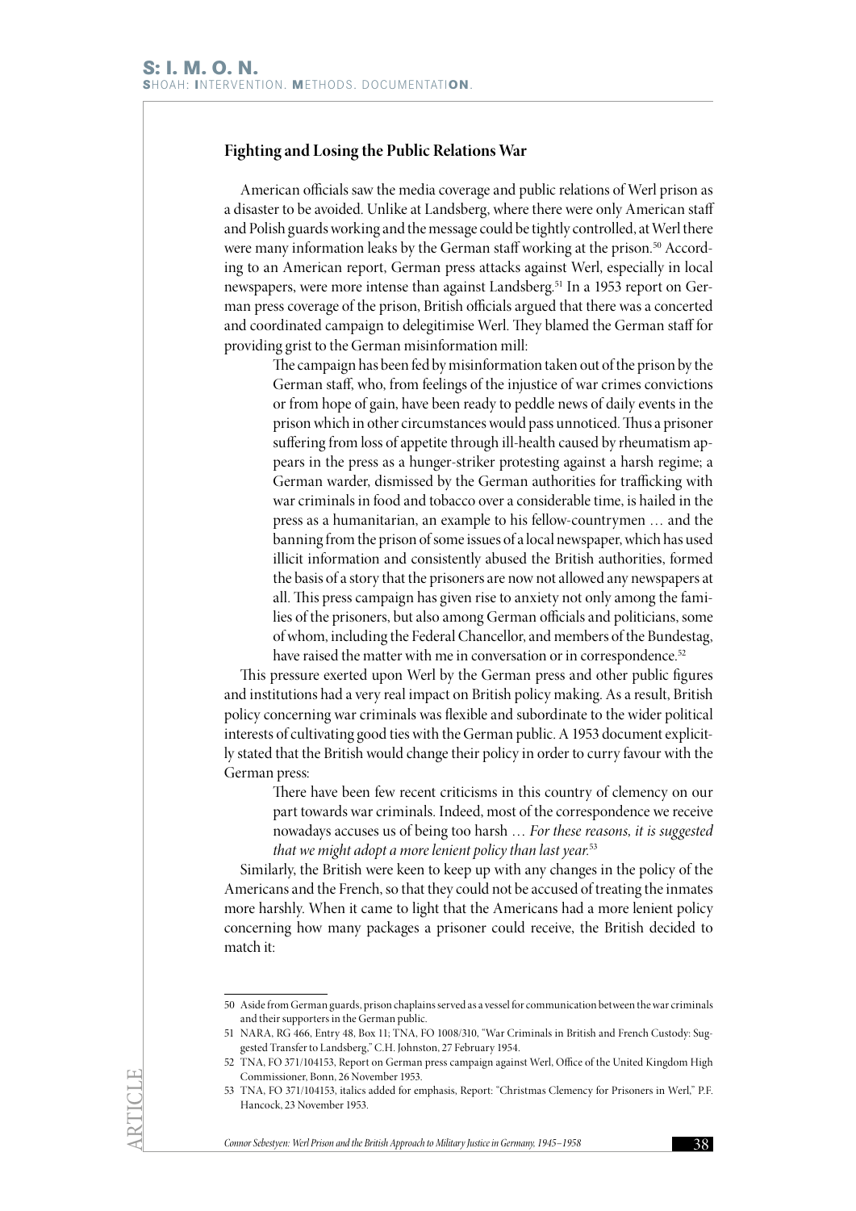## Fighting and Losing the Public Relations War

American officials saw the media coverage and public relations of Werl prison as a disaster to be avoided. Unlike at Landsberg, where there were only American staff and Polish guards working and the message could be tightly controlled, at Werl there were many information leaks by the German staff working at the prison.[50] According to an American report, German press attacks against Werl, especially in local newspapers, were more intense than against Landsberg.[51] In a 1953 report on German press coverage of the prison, British officials argued that there was a concerted and coordinated campaign to delegitimise Werl. They blamed the German staff for providing grist to the German misinformation mill:

> The campaign has been fed by misinformation taken out of the prison by the German staff, who, from feelings of the injustice of war crimes convictions or from hope of gain, have been ready to peddle news of daily events in the prison which in other circumstances would pass unnoticed. Thus a prisoner suffering from loss of appetite through ill-health caused by rheumatism appears in the press as a hunger-striker protesting against a harsh regime; a German warder, dismissed by the German authorities for trafficking with war criminals in food and tobacco over a considerable time, is hailed in the press as a humanitarian, an example to his fellow-countrymen … and the banning from the prison of some issues of a local newspaper, which has used illicit information and consistently abused the British authorities, formed the basis of a story that the prisoners are now not allowed any newspapers at all. This press campaign has given rise to anxiety not only among the families of the prisoners, but also among German officials and politicians, some of whom, including the Federal Chancellor, and members of the Bundestag, have raised the matter with me in conversation or in correspondence.[52]

This pressure exerted upon Werl by the German press and other public figures and institutions had a very real impact on British policy making. As a result, British policy concerning war criminals was flexible and subordinate to the wider political interests of cultivating good ties with the German public. A 1953 document explicitly stated that the British would change their policy in order to curry favour with the German press:

> There have been few recent criticisms in this country of clemency on our part towards war criminals. Indeed, most of the correspondence we receive nowadays accuses us of being too harsh … *For these reasons, it is suggested that we might adopt a more lenient policy than last year.*[53]

Similarly, the British were keen to keep up with any changes in the policy of the Americans and the French, so that they could not be accused of treating the inmates more harshly. When it came to light that the Americans had a more lenient policy concerning how many packages a prisoner could receive, the British decided to match it:

---

50 Aside from German guards, prison chaplains served as a vessel for communication between the war criminals and their supporters in the German public.

51 NARA, RG 466, Entry 48, Box 11; TNA, FO 1008/310, "War Criminals in British and French Custody: Suggested Transfer to Landsberg," C.H. Johnston, 27 February 1954.

52 TNA, FO 371/104153, Report on German press campaign against Werl, Office of the United Kingdom High Commissioner, Bonn, 26 November 1953.

53 TNA, FO 371/104153, italics added for emphasis, Report: "Christmas Clemency for Prisoners in Werl," P.F. Hancock, 23 November 1953.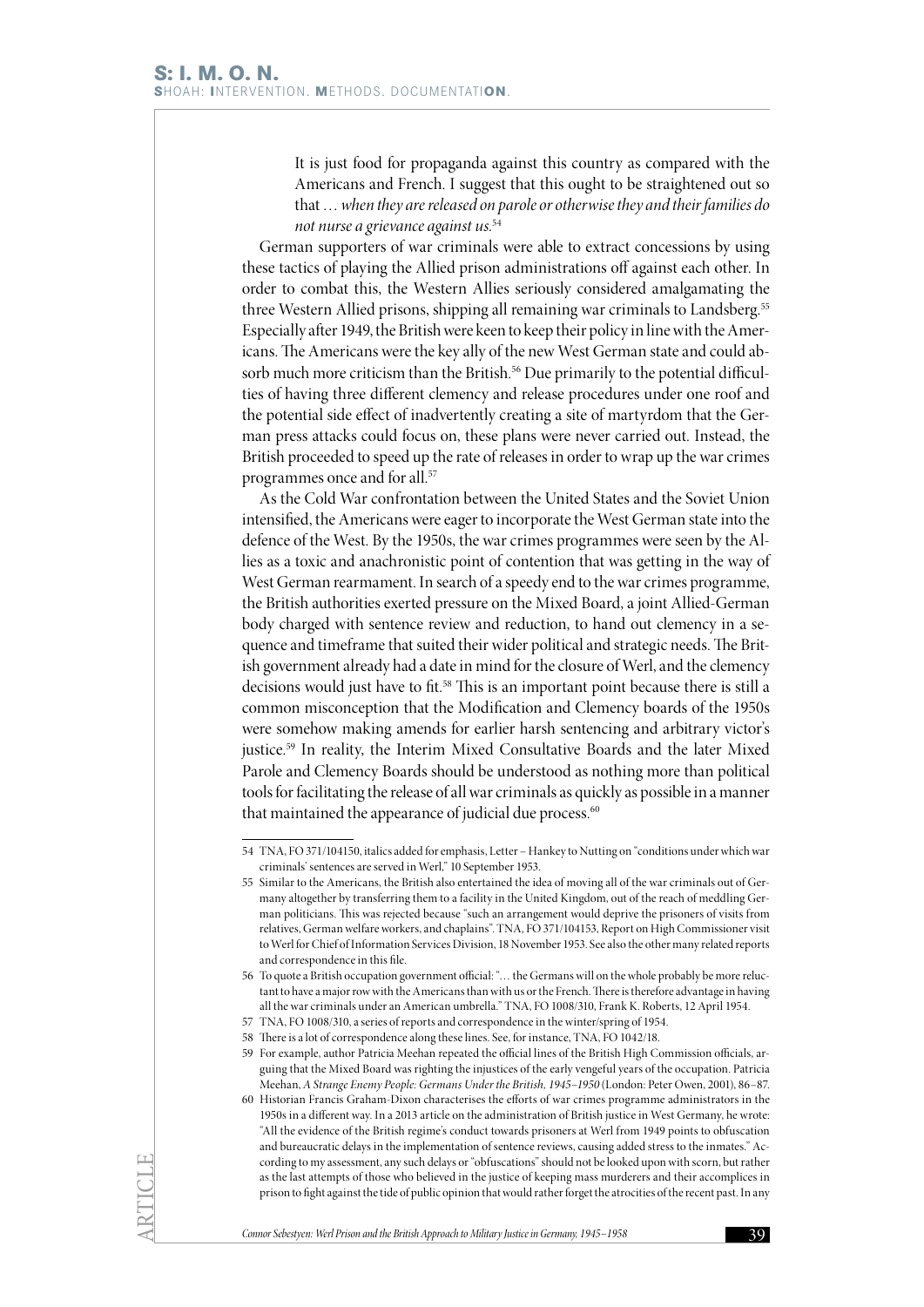> It is just food for propaganda against this country as compared with the Americans and French. I suggest that this ought to be straightened out so that … *when they are released on parole or otherwise they and their families do not nurse a grievance against us*.[54]

German supporters of war criminals were able to extract concessions by using these tactics of playing the Allied prison administrations off against each other. In order to combat this, the Western Allies seriously considered amalgamating the three Western Allied prisons, shipping all remaining war criminals to Landsberg.[55] Especially after 1949, the British were keen to keep their policy in line with the Americans. The Americans were the key ally of the new West German state and could absorb much more criticism than the British.[56] Due primarily to the potential difficulties of having three different clemency and release procedures under one roof and the potential side effect of inadvertently creating a site of martyrdom that the German press attacks could focus on, these plans were never carried out. Instead, the British proceeded to speed up the rate of releases in order to wrap up the war crimes programmes once and for all.[57]

As the Cold War confrontation between the United States and the Soviet Union intensified, the Americans were eager to incorporate the West German state into the defence of the West. By the 1950s, the war crimes programmes were seen by the Allies as a toxic and anachronistic point of contention that was getting in the way of West German rearmament. In search of a speedy end to the war crimes programme, the British authorities exerted pressure on the Mixed Board, a joint Allied-German body charged with sentence review and reduction, to hand out clemency in a sequence and timeframe that suited their wider political and strategic needs. The British government already had a date in mind for the closure of Werl, and the clemency decisions would just have to fit.[58] This is an important point because there is still a common misconception that the Modification and Clemency boards of the 1950s were somehow making amends for earlier harsh sentencing and arbitrary victor's justice.[59] In reality, the Interim Mixed Consultative Boards and the later Mixed Parole and Clemency Boards should be understood as nothing more than political tools for facilitating the release of all war criminals as quickly as possible in a manner that maintained the appearance of judicial due process.[60]

---

54 TNA, FO 371/104150, italics added for emphasis, Letter – Hankey to Nutting on "conditions under which war criminals' sentences are served in Werl," 10 September 1953.

55 Similar to the Americans, the British also entertained the idea of moving all of the war criminals out of Germany altogether by transferring them to a facility in the United Kingdom, out of the reach of meddling German politicians. This was rejected because "such an arrangement would deprive the prisoners of visits from relatives, German welfare workers, and chaplains". TNA, FO 371/104153, Report on High Commissioner visit to Werl for Chief of Information Services Division, 18 November 1953. See also the other many related reports and correspondence in this file.

56 To quote a British occupation government official: "… the Germans will on the whole probably be more reluctant to have a major row with the Americans than with us or the French. There is therefore advantage in having all the war criminals under an American umbrella." TNA, FO 1008/310, Frank K. Roberts, 12 April 1954.

57 TNA, FO 1008/310, a series of reports and correspondence in the winter/spring of 1954.

58 There is a lot of correspondence along these lines. See, for instance, TNA, FO 1042/18.

59 For example, author Patricia Meehan repeated the official lines of the British High Commission officials, arguing that the Mixed Board was righting the injustices of the early vengeful years of the occupation. Patricia Meehan, *A Strange Enemy People: Germans Under the British, 1945–1950* (London: Peter Owen, 2001), 86–87.

60 Historian Francis Graham-Dixon characterises the efforts of war crimes programme administrators in the 1950s in a different way. In a 2013 article on the administration of British justice in West Germany, he wrote: "All the evidence of the British regime's conduct towards prisoners at Werl from 1949 points to obfuscation and bureaucratic delays in the implementation of sentence reviews, causing added stress to the inmates." According to my assessment, any such delays or "obfuscations" should not be looked upon with scorn, but rather as the last attempts of those who believed in the justice of keeping mass murderers and their accomplices in prison to fight against the tide of public opinion that would rather forget the atrocities of the recent past. In any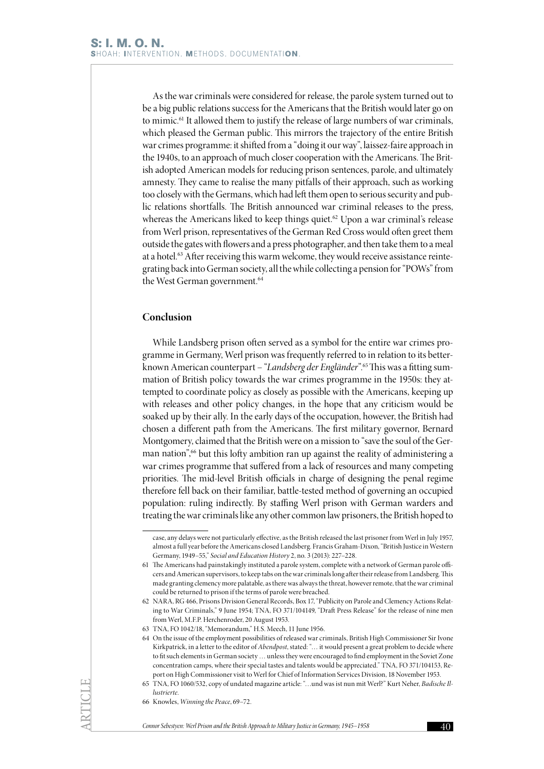As the war criminals were considered for release, the parole system turned out to be a big public relations success for the Americans that the British would later go on to mimic.[61] It allowed them to justify the release of large numbers of war criminals, which pleased the German public. This mirrors the trajectory of the entire British war crimes programme: it shifted from a "doing it our way", laissez-faire approach in the 1940s, to an approach of much closer cooperation with the Americans. The British adopted American models for reducing prison sentences, parole, and ultimately amnesty. They came to realise the many pitfalls of their approach, such as working too closely with the Germans, which had left them open to serious security and public relations shortfalls. The British announced war criminal releases to the press, whereas the Americans liked to keep things quiet.[62] Upon a war criminal's release from Werl prison, representatives of the German Red Cross would often greet them outside the gates with flowers and a press photographer, and then take them to a meal at a hotel.[63] After receiving this warm welcome, they would receive assistance reintegrating back into German society, all the while collecting a pension for "POWs" from the West German government.[64]

## Conclusion

While Landsberg prison often served as a symbol for the entire war crimes programme in Germany, Werl prison was frequently referred to in relation to its better-known American counterpart – "*Landsberg der Engländer*".[65] This was a fitting summation of British policy towards the war crimes programme in the 1950s: they attempted to coordinate policy as closely as possible with the Americans, keeping up with releases and other policy changes, in the hope that any criticism would be soaked up by their ally. In the early days of the occupation, however, the British had chosen a different path from the Americans. The first military governor, Bernard Montgomery, claimed that the British were on a mission to "save the soul of the German nation",[66] but this lofty ambition ran up against the reality of administering a war crimes programme that suffered from a lack of resources and many competing priorities. The mid-level British officials in charge of designing the penal regime therefore fell back on their familiar, battle-tested method of governing an occupied population: ruling indirectly. By staffing Werl prison with German warders and treating the war criminals like any other common law prisoners, the British hoped to

---

case, any delays were not particularly effective, as the British released the last prisoner from Werl in July 1957, almost a full year before the Americans closed Landsberg. Francis Graham-Dixon, "British Justice in Western Germany, 1949–55," *Social and Education History* 2, no. 3 (2013): 227–228.

61 The Americans had painstakingly instituted a parole system, complete with a network of German parole officers and American supervisors, to keep tabs on the war criminals long after their release from Landsberg. This made granting clemency more palatable, as there was always the threat, however remote, that the war criminal could be returned to prison if the terms of parole were breached.

62 NARA, RG 466, Prisons Division General Records, Box 17, "Publicity on Parole and Clemency Actions Relating to War Criminals," 9 June 1954; TNA, FO 371/104149, "Draft Press Release" for the release of nine men from Werl, M.F.P. Herchenroder, 20 August 1953.

63 TNA, FO 1042/18, "Memorandum," H.S. Meech, 11 June 1956.

64 On the issue of the employment possibilities of released war criminals, British High Commissioner Sir Ivone Kirkpatrick, in a letter to the editor of *Abendpost*, stated: "… it would present a great problem to decide where to fit such elements in German society … unless they were encouraged to find employment in the Soviet Zone concentration camps, where their special tastes and talents would be appreciated." TNA, FO 371/104153, Report on High Commissioner visit to Werl for Chief of Information Services Division, 18 November 1953.

65 TNA, FO 1060/532, copy of undated magazine article: "…und was ist nun mit Werl?" Kurt Neher, *Badische Illustrierte*.

66 Knowles, *Winning the Peace*, 69–72.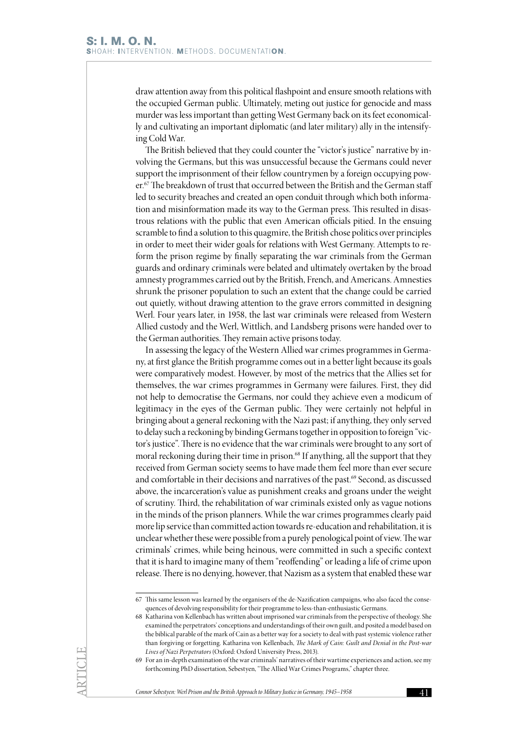draw attention away from this political flashpoint and ensure smooth relations with the occupied German public. Ultimately, meting out justice for genocide and mass murder was less important than getting West Germany back on its feet economically and cultivating an important diplomatic (and later military) ally in the intensifying Cold War.

The British believed that they could counter the "victor's justice" narrative by involving the Germans, but this was unsuccessful because the Germans could never support the imprisonment of their fellow countrymen by a foreign occupying power.[67] The breakdown of trust that occurred between the British and the German staff led to security breaches and created an open conduit through which both information and misinformation made its way to the German press. This resulted in disastrous relations with the public that even American officials pitied. In the ensuing scramble to find a solution to this quagmire, the British chose politics over principles in order to meet their wider goals for relations with West Germany. Attempts to reform the prison regime by finally separating the war criminals from the German guards and ordinary criminals were belated and ultimately overtaken by the broad amnesty programmes carried out by the British, French, and Americans. Amnesties shrunk the prisoner population to such an extent that the change could be carried out quietly, without drawing attention to the grave errors committed in designing Werl. Four years later, in 1958, the last war criminals were released from Western Allied custody and the Werl, Wittlich, and Landsberg prisons were handed over to the German authorities. They remain active prisons today.

In assessing the legacy of the Western Allied war crimes programmes in Germany, at first glance the British programme comes out in a better light because its goals were comparatively modest. However, by most of the metrics that the Allies set for themselves, the war crimes programmes in Germany were failures. First, they did not help to democratise the Germans, nor could they achieve even a modicum of legitimacy in the eyes of the German public. They were certainly not helpful in bringing about a general reckoning with the Nazi past; if anything, they only served to delay such a reckoning by binding Germans together in opposition to foreign "victor's justice". There is no evidence that the war criminals were brought to any sort of moral reckoning during their time in prison.[68] If anything, all the support that they received from German society seems to have made them feel more than ever secure and comfortable in their decisions and narratives of the past.[69] Second, as discussed above, the incarceration's value as punishment creaks and groans under the weight of scrutiny. Third, the rehabilitation of war criminals existed only as vague notions in the minds of the prison planners. While the war crimes programmes clearly paid more lip service than committed action towards re-education and rehabilitation, it is unclear whether these were possible from a purely penological point of view. The war criminals' crimes, while being heinous, were committed in such a specific context that it is hard to imagine many of them "reoffending" or leading a life of crime upon release. There is no denying, however, that Nazism as a system that enabled these war

---

67 This same lesson was learned by the organisers of the de-Nazification campaigns, who also faced the consequences of devolving responsibility for their programme to less-than-enthusiastic Germans.

68 Katharina von Kellenbach has written about imprisoned war criminals from the perspective of theology. She examined the perpetrators' conceptions and understandings of their own guilt, and posited a model based on the biblical parable of the mark of Cain as a better way for a society to deal with past systemic violence rather than forgiving or forgetting. Katharina von Kellenbach, *The Mark of Cain: Guilt and Denial in the Post-war Lives of Nazi Perpetrators* (Oxford: Oxford University Press, 2013).

69 For an in-depth examination of the war criminals' narratives of their wartime experiences and action, see my forthcoming PhD dissertation, Sebestyen, "The Allied War Crimes Programs," chapter three.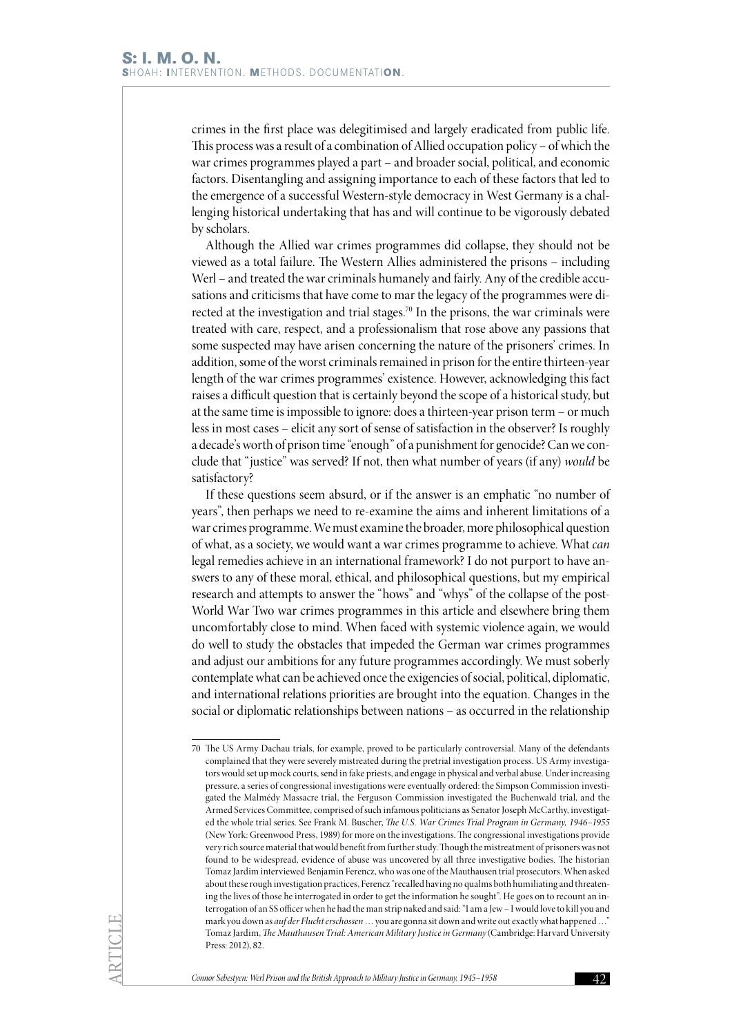crimes in the first place was delegitimised and largely eradicated from public life. This process was a result of a combination of Allied occupation policy – of which the war crimes programmes played a part – and broader social, political, and economic factors. Disentangling and assigning importance to each of these factors that led to the emergence of a successful Western-style democracy in West Germany is a challenging historical undertaking that has and will continue to be vigorously debated by scholars.

Although the Allied war crimes programmes did collapse, they should not be viewed as a total failure. The Western Allies administered the prisons – including Werl – and treated the war criminals humanely and fairly. Any of the credible accusations and criticisms that have come to mar the legacy of the programmes were directed at the investigation and trial stages.[70] In the prisons, the war criminals were treated with care, respect, and a professionalism that rose above any passions that some suspected may have arisen concerning the nature of the prisoners' crimes. In addition, some of the worst criminals remained in prison for the entire thirteen-year length of the war crimes programmes' existence. However, acknowledging this fact raises a difficult question that is certainly beyond the scope of a historical study, but at the same time is impossible to ignore: does a thirteen-year prison term – or much less in most cases – elicit any sort of sense of satisfaction in the observer? Is roughly a decade's worth of prison time "enough" of a punishment for genocide? Can we conclude that "justice" was served? If not, then what number of years (if any) *would* be satisfactory?

If these questions seem absurd, or if the answer is an emphatic "no number of years", then perhaps we need to re-examine the aims and inherent limitations of a war crimes programme. We must examine the broader, more philosophical question of what, as a society, we would want a war crimes programme to achieve. What *can* legal remedies achieve in an international framework? I do not purport to have answers to any of these moral, ethical, and philosophical questions, but my empirical research and attempts to answer the "hows" and "whys" of the collapse of the post-World War Two war crimes programmes in this article and elsewhere bring them uncomfortably close to mind. When faced with systemic violence again, we would do well to study the obstacles that impeded the German war crimes programmes and adjust our ambitions for any future programmes accordingly. We must soberly contemplate what can be achieved once the exigencies of social, political, diplomatic, and international relations priorities are brought into the equation. Changes in the social or diplomatic relationships between nations – as occurred in the relationship

---

70 The US Army Dachau trials, for example, proved to be particularly controversial. Many of the defendants complained that they were severely mistreated during the pretrial investigation process. US Army investigators would set up mock courts, send in fake priests, and engage in physical and verbal abuse. Under increasing pressure, a series of congressional investigations were eventually ordered: the Simpson Commission investigated the Malmédy Massacre trial, the Ferguson Commission investigated the Buchenwald trial, and the Armed Services Committee, comprised of such infamous politicians as Senator Joseph McCarthy, investigated the whole trial series. See Frank M. Buscher, *The U.S. War Crimes Trial Program in Germany, 1946–1955* (New York: Greenwood Press, 1989) for more on the investigations. The congressional investigations provide very rich source material that would benefit from further study. Though the mistreatment of prisoners was not found to be widespread, evidence of abuse was uncovered by all three investigative bodies. The historian Tomaz Jardim interviewed Benjamin Ferencz, who was one of the Mauthausen trial prosecutors. When asked about these rough investigation practices, Ferencz "recalled having no qualms both humiliating and threatening the lives of those he interrogated in order to get the information he sought". He goes on to recount an interrogation of an SS officer when he had the man strip naked and said: "I am a Jew – I would love to kill you and mark you down as *auf der Flucht erschossen* … you are gonna sit down and write out exactly what happened …" Tomaz Jardim, *The Mauthausen Trial: American Military Justice in Germany* (Cambridge: Harvard University Press: 2012), 82.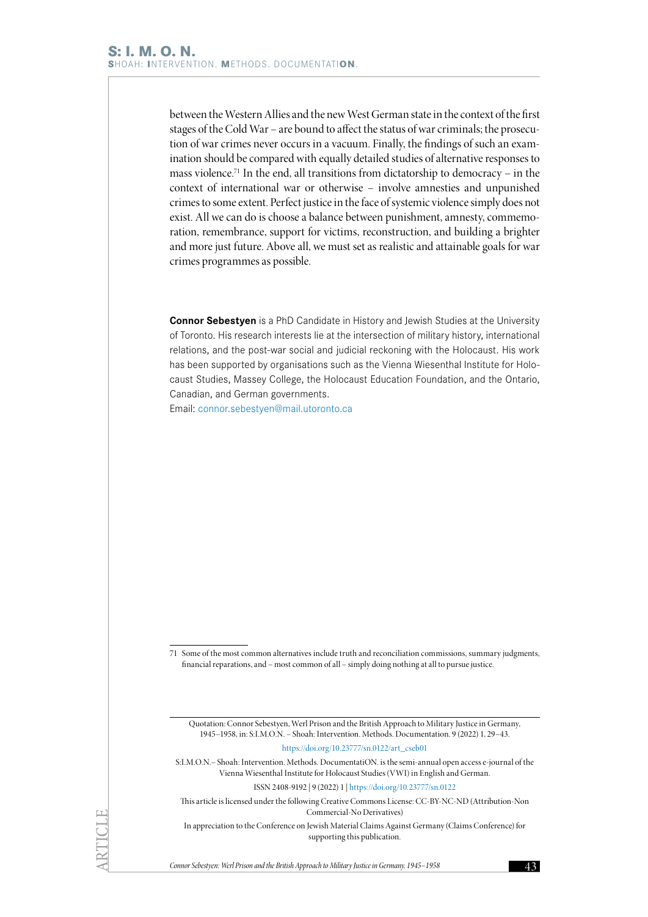between the Western Allies and the new West German state in the context of the first stages of the Cold War – are bound to affect the status of war criminals; the prosecution of war crimes never occurs in a vacuum. Finally, the findings of such an examination should be compared with equally detailed studies of alternative responses to mass violence.[71] In the end, all transitions from dictatorship to democracy – in the context of international war or otherwise – involve amnesties and unpunished crimes to some extent. Perfect justice in the face of systemic violence simply does not exist. All we can do is choose a balance between punishment, amnesty, commemoration, remembrance, support for victims, reconstruction, and building a brighter and more just future. Above all, we must set as realistic and attainable goals for war crimes programmes as possible.

**Connor Sebestyen** is a PhD Candidate in History and Jewish Studies at the University of Toronto. His research interests lie at the intersection of military history, international relations, and the post-war social and judicial reckoning with the Holocaust. His work has been supported by organisations such as the Vienna Wiesenthal Institute for Holocaust Studies, Massey College, the Holocaust Education Foundation, and the Ontario, Canadian, and German governments.
Email: connor.sebestyen@mail.utoronto.ca

71 Some of the most common alternatives include truth and reconciliation commissions, summary judgments, financial reparations, and – most common of all – simply doing nothing at all to pursue justice.

Quotation: Connor Sebestyen, Werl Prison and the British Approach to Military Justice in Germany, 1945–1958, in: S:I.M.O.N. – Shoah: Intervention. Methods. Documentation. 9 (2022) 1, 29–43.

https://doi.org/10.23777/sn.0122/art_cseb01

S:I.M.O.N.– Shoah: Intervention. Methods. DocumentatiON. is the semi-annual open access e-journal of the Vienna Wiesenthal Institute for Holocaust Studies (VWI) in English and German.

ISSN 2408-9192 | 9 (2022) 1 | https://doi.org/10.23777/sn.0122

This article is licensed under the following Creative Commons License: CC-BY-NC-ND (Attribution-Non Commercial-No Derivatives)

In appreciation to the Conference on Jewish Material Claims Against Germany (Claims Conference) for supporting this publication.